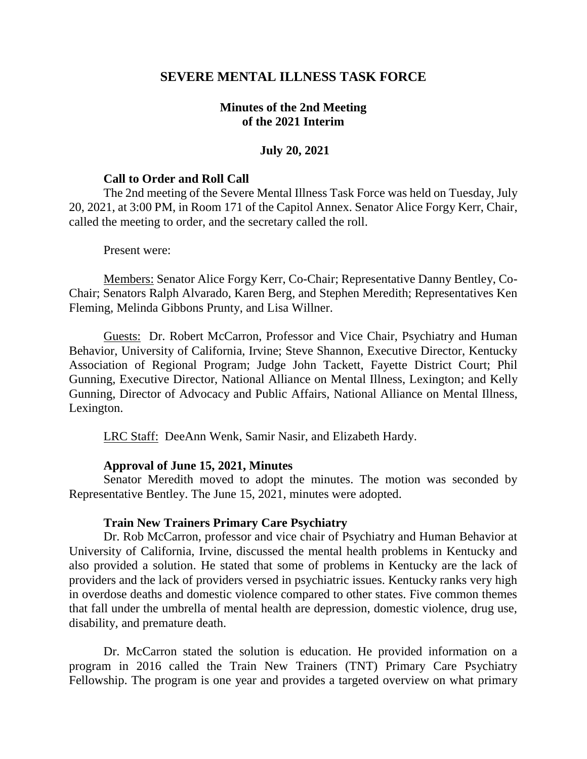# SEVERE MENTAL ILLNESS TASK FORCE

## Minutes of the 2nd Meeting of the 2021 Interim

### July 20, 2021

**Call to Order and Roll Call**

The 2nd meeting of the Severe Mental Illness Task Force was held on Tuesday, July 20, 2021, at 3:00 PM, in Room 171 of the Capitol Annex. Senator Alice Forgy Kerr, Chair, called the meeting to order, and the secretary called the roll.

Present were:

Members: Senator Alice Forgy Kerr, Co-Chair; Representative Danny Bentley, Co-Chair; Senators Ralph Alvarado, Karen Berg, and Stephen Meredith; Representatives Ken Fleming, Melinda Gibbons Prunty, and Lisa Willner.

Guests: Dr. Robert McCarron, Professor and Vice Chair, Psychiatry and Human Behavior, University of California, Irvine; Steve Shannon, Executive Director, Kentucky Association of Regional Program; Judge John Tackett, Fayette District Court; Phil Gunning, Executive Director, National Alliance on Mental Illness, Lexington; and Kelly Gunning, Director of Advocacy and Public Affairs, National Alliance on Mental Illness, Lexington.

LRC Staff: DeeAnn Wenk, Samir Nasir, and Elizabeth Hardy.

**Approval of June 15, 2021, Minutes**

Senator Meredith moved to adopt the minutes. The motion was seconded by Representative Bentley. The June 15, 2021, minutes were adopted.

**Train New Trainers Primary Care Psychiatry**

Dr. Rob McCarron, professor and vice chair of Psychiatry and Human Behavior at University of California, Irvine, discussed the mental health problems in Kentucky and also provided a solution. He stated that some of problems in Kentucky are the lack of providers and the lack of providers versed in psychiatric issues. Kentucky ranks very high in overdose deaths and domestic violence compared to other states. Five common themes that fall under the umbrella of mental health are depression, domestic violence, drug use, disability, and premature death.

Dr. McCarron stated the solution is education. He provided information on a program in 2016 called the Train New Trainers (TNT) Primary Care Psychiatry Fellowship. The program is one year and provides a targeted overview on what primary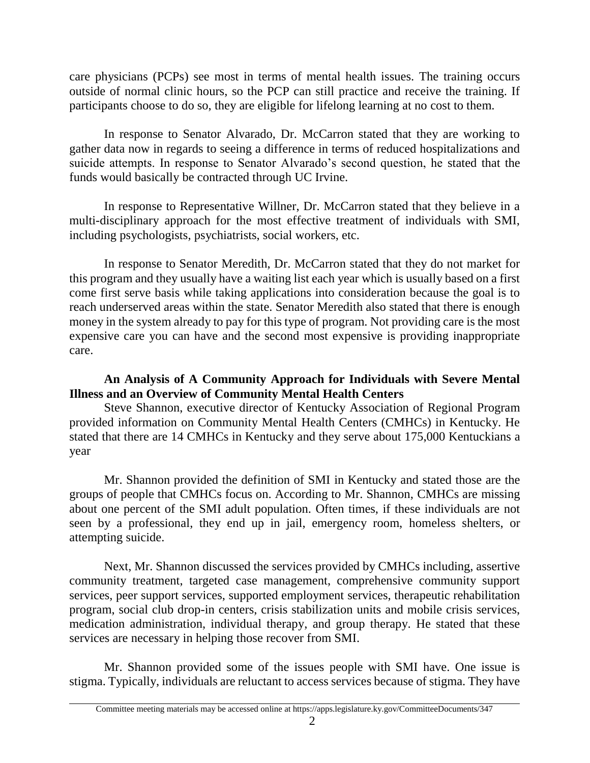care physicians (PCPs) see most in terms of mental health issues. The training occurs outside of normal clinic hours, so the PCP can still practice and receive the training. If participants choose to do so, they are eligible for lifelong learning at no cost to them.

In response to Senator Alvarado, Dr. McCarron stated that they are working to gather data now in regards to seeing a difference in terms of reduced hospitalizations and suicide attempts. In response to Senator Alvarado's second question, he stated that the funds would basically be contracted through UC Irvine.

In response to Representative Willner, Dr. McCarron stated that they believe in a multi-disciplinary approach for the most effective treatment of individuals with SMI, including psychologists, psychiatrists, social workers, etc.

In response to Senator Meredith, Dr. McCarron stated that they do not market for this program and they usually have a waiting list each year which is usually based on a first come first serve basis while taking applications into consideration because the goal is to reach underserved areas within the state. Senator Meredith also stated that there is enough money in the system already to pay for this type of program. Not providing care is the most expensive care you can have and the second most expensive is providing inappropriate care.

**An Analysis of A Community Approach for Individuals with Severe Mental Illness and an Overview of Community Mental Health Centers**

Steve Shannon, executive director of Kentucky Association of Regional Program provided information on Community Mental Health Centers (CMHCs) in Kentucky. He stated that there are 14 CMHCs in Kentucky and they serve about 175,000 Kentuckians a year

Mr. Shannon provided the definition of SMI in Kentucky and stated those are the groups of people that CMHCs focus on. According to Mr. Shannon, CMHCs are missing about one percent of the SMI adult population. Often times, if these individuals are not seen by a professional, they end up in jail, emergency room, homeless shelters, or attempting suicide.

Next, Mr. Shannon discussed the services provided by CMHCs including, assertive community treatment, targeted case management, comprehensive community support services, peer support services, supported employment services, therapeutic rehabilitation program, social club drop-in centers, crisis stabilization units and mobile crisis services, medication administration, individual therapy, and group therapy. He stated that these services are necessary in helping those recover from SMI.

Mr. Shannon provided some of the issues people with SMI have. One issue is stigma. Typically, individuals are reluctant to access services because of stigma. They have

Committee meeting materials may be accessed online at https://apps.legislature.ky.gov/CommitteeDocuments/347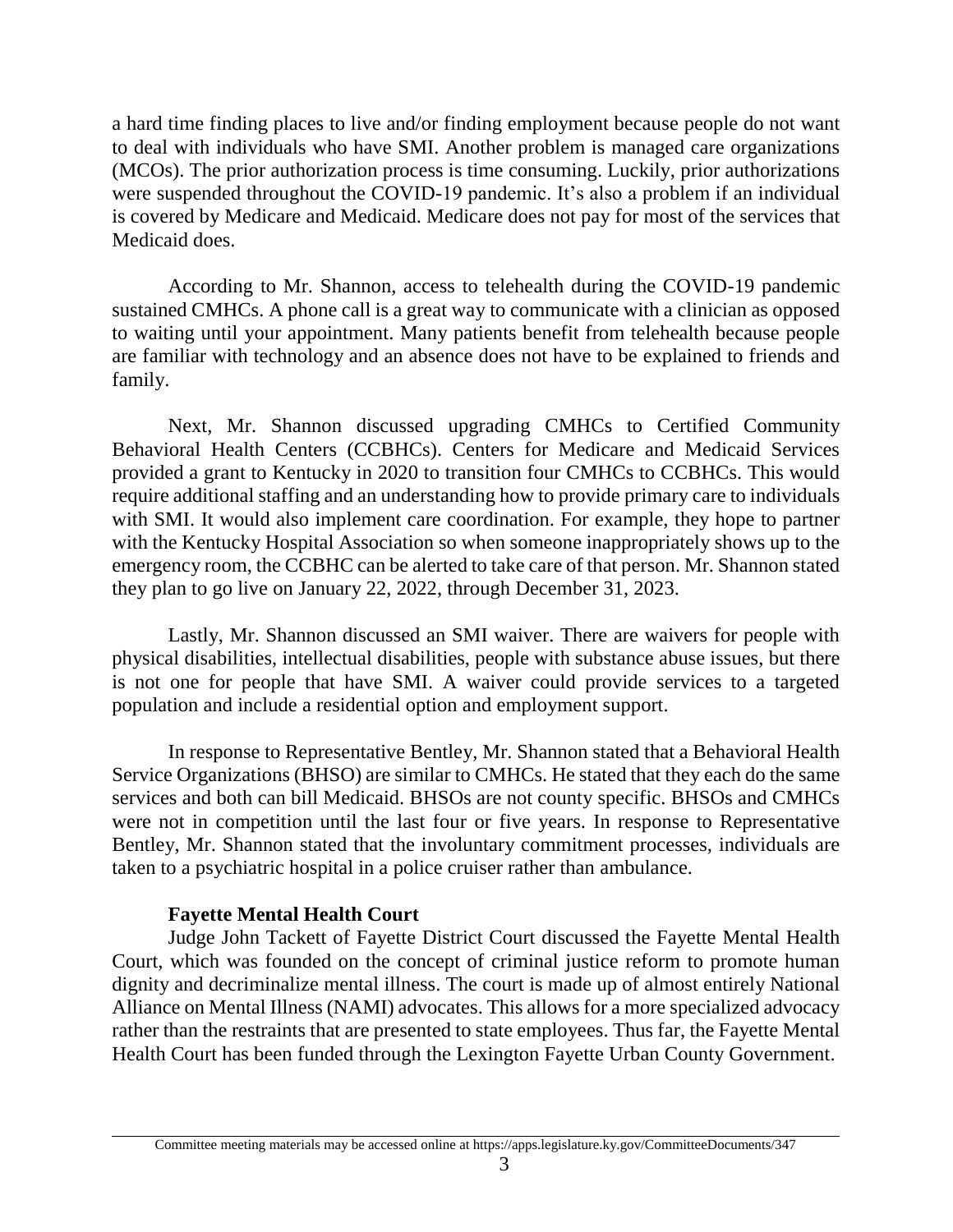a hard time finding places to live and/or finding employment because people do not want to deal with individuals who have SMI. Another problem is managed care organizations (MCOs). The prior authorization process is time consuming. Luckily, prior authorizations were suspended throughout the COVID-19 pandemic. It's also a problem if an individual is covered by Medicare and Medicaid. Medicare does not pay for most of the services that Medicaid does.

According to Mr. Shannon, access to telehealth during the COVID-19 pandemic sustained CMHCs. A phone call is a great way to communicate with a clinician as opposed to waiting until your appointment. Many patients benefit from telehealth because people are familiar with technology and an absence does not have to be explained to friends and family.

Next, Mr. Shannon discussed upgrading CMHCs to Certified Community Behavioral Health Centers (CCBHCs). Centers for Medicare and Medicaid Services provided a grant to Kentucky in 2020 to transition four CMHCs to CCBHCs. This would require additional staffing and an understanding how to provide primary care to individuals with SMI. It would also implement care coordination. For example, they hope to partner with the Kentucky Hospital Association so when someone inappropriately shows up to the emergency room, the CCBHC can be alerted to take care of that person. Mr. Shannon stated they plan to go live on January 22, 2022, through December 31, 2023.

Lastly, Mr. Shannon discussed an SMI waiver. There are waivers for people with physical disabilities, intellectual disabilities, people with substance abuse issues, but there is not one for people that have SMI. A waiver could provide services to a targeted population and include a residential option and employment support.

In response to Representative Bentley, Mr. Shannon stated that a Behavioral Health Service Organizations (BHSO) are similar to CMHCs. He stated that they each do the same services and both can bill Medicaid. BHSOs are not county specific. BHSOs and CMHCs were not in competition until the last four or five years. In response to Representative Bentley, Mr. Shannon stated that the involuntary commitment processes, individuals are taken to a psychiatric hospital in a police cruiser rather than ambulance.

**Fayette Mental Health Court**

Judge John Tackett of Fayette District Court discussed the Fayette Mental Health Court, which was founded on the concept of criminal justice reform to promote human dignity and decriminalize mental illness. The court is made up of almost entirely National Alliance on Mental Illness (NAMI) advocates. This allows for a more specialized advocacy rather than the restraints that are presented to state employees. Thus far, the Fayette Mental Health Court has been funded through the Lexington Fayette Urban County Government.

Committee meeting materials may be accessed online at https://apps.legislature.ky.gov/CommitteeDocuments/347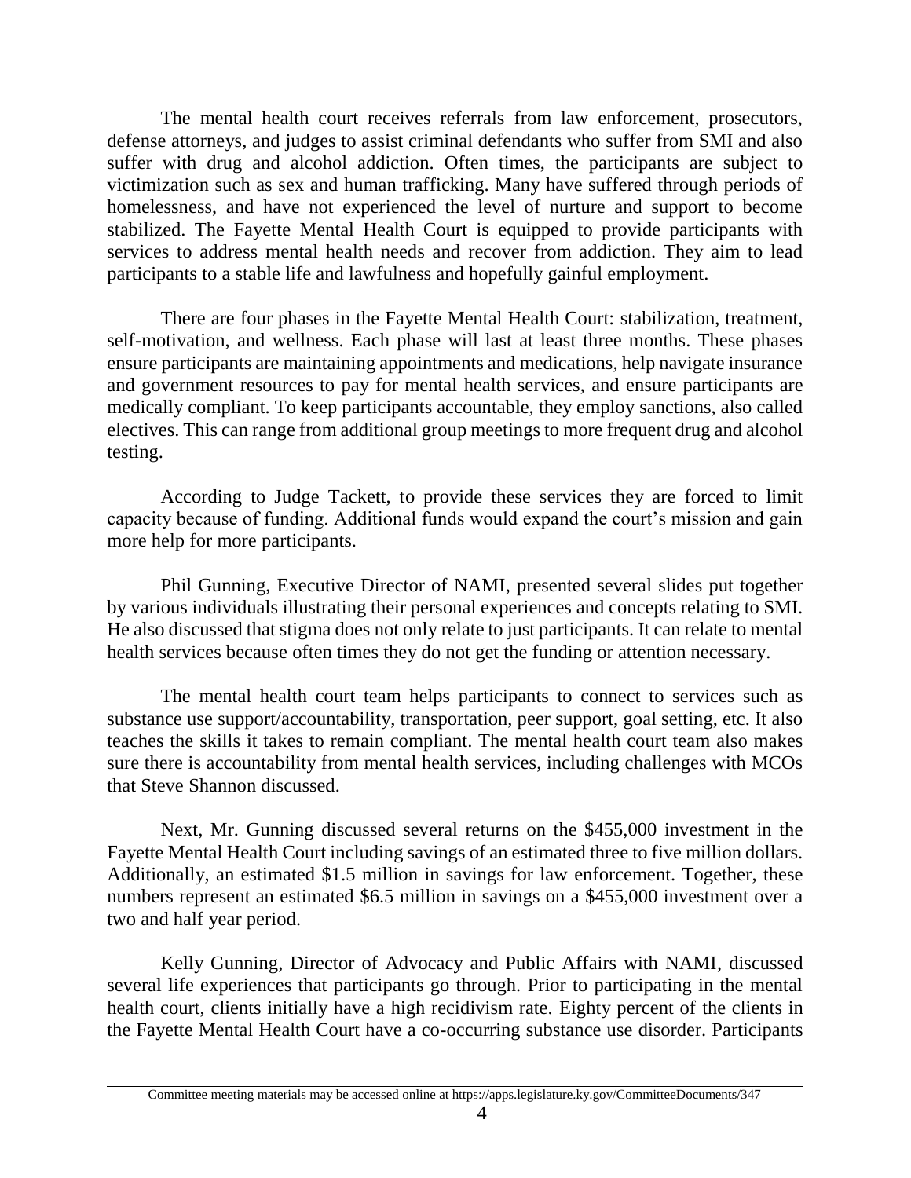The mental health court receives referrals from law enforcement, prosecutors, defense attorneys, and judges to assist criminal defendants who suffer from SMI and also suffer with drug and alcohol addiction. Often times, the participants are subject to victimization such as sex and human trafficking. Many have suffered through periods of homelessness, and have not experienced the level of nurture and support to become stabilized. The Fayette Mental Health Court is equipped to provide participants with services to address mental health needs and recover from addiction. They aim to lead participants to a stable life and lawfulness and hopefully gainful employment.

There are four phases in the Fayette Mental Health Court: stabilization, treatment, self-motivation, and wellness. Each phase will last at least three months. These phases ensure participants are maintaining appointments and medications, help navigate insurance and government resources to pay for mental health services, and ensure participants are medically compliant. To keep participants accountable, they employ sanctions, also called electives. This can range from additional group meetings to more frequent drug and alcohol testing.

According to Judge Tackett, to provide these services they are forced to limit capacity because of funding. Additional funds would expand the court's mission and gain more help for more participants.

Phil Gunning, Executive Director of NAMI, presented several slides put together by various individuals illustrating their personal experiences and concepts relating to SMI. He also discussed that stigma does not only relate to just participants. It can relate to mental health services because often times they do not get the funding or attention necessary.

The mental health court team helps participants to connect to services such as substance use support/accountability, transportation, peer support, goal setting, etc. It also teaches the skills it takes to remain compliant. The mental health court team also makes sure there is accountability from mental health services, including challenges with MCOs that Steve Shannon discussed.

Next, Mr. Gunning discussed several returns on the $455,000 investment in the Fayette Mental Health Court including savings of an estimated three to five million dollars. Additionally, an estimated $1.5 million in savings for law enforcement. Together, these numbers represent an estimated $6.5 million in savings on a $455,000 investment over a two and half year period.

Kelly Gunning, Director of Advocacy and Public Affairs with NAMI, discussed several life experiences that participants go through. Prior to participating in the mental health court, clients initially have a high recidivism rate. Eighty percent of the clients in the Fayette Mental Health Court have a co-occurring substance use disorder. Participants

Committee meeting materials may be accessed online at https://apps.legislature.ky.gov/CommitteeDocuments/347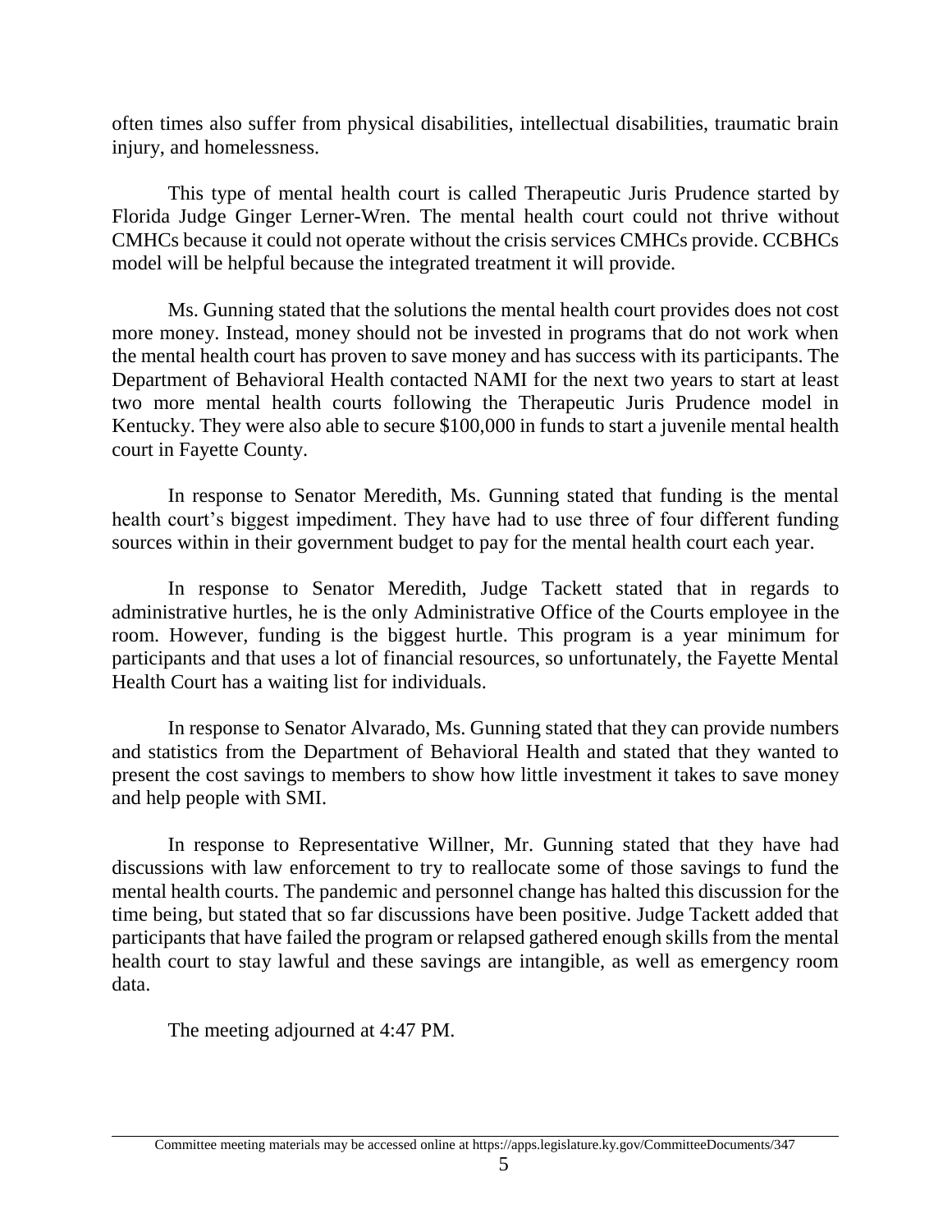often times also suffer from physical disabilities, intellectual disabilities, traumatic brain injury, and homelessness.

This type of mental health court is called Therapeutic Juris Prudence started by Florida Judge Ginger Lerner-Wren. The mental health court could not thrive without CMHCs because it could not operate without the crisis services CMHCs provide. CCBHCs model will be helpful because the integrated treatment it will provide.

Ms. Gunning stated that the solutions the mental health court provides does not cost more money. Instead, money should not be invested in programs that do not work when the mental health court has proven to save money and has success with its participants. The Department of Behavioral Health contacted NAMI for the next two years to start at least two more mental health courts following the Therapeutic Juris Prudence model in Kentucky. They were also able to secure $100,000 in funds to start a juvenile mental health court in Fayette County.

In response to Senator Meredith, Ms. Gunning stated that funding is the mental health court's biggest impediment. They have had to use three of four different funding sources within in their government budget to pay for the mental health court each year.

In response to Senator Meredith, Judge Tackett stated that in regards to administrative hurtles, he is the only Administrative Office of the Courts employee in the room. However, funding is the biggest hurtle. This program is a year minimum for participants and that uses a lot of financial resources, so unfortunately, the Fayette Mental Health Court has a waiting list for individuals.

In response to Senator Alvarado, Ms. Gunning stated that they can provide numbers and statistics from the Department of Behavioral Health and stated that they wanted to present the cost savings to members to show how little investment it takes to save money and help people with SMI.

In response to Representative Willner, Mr. Gunning stated that they have had discussions with law enforcement to try to reallocate some of those savings to fund the mental health courts. The pandemic and personnel change has halted this discussion for the time being, but stated that so far discussions have been positive. Judge Tackett added that participants that have failed the program or relapsed gathered enough skills from the mental health court to stay lawful and these savings are intangible, as well as emergency room data.

The meeting adjourned at 4:47 PM.

Committee meeting materials may be accessed online at https://apps.legislature.ky.gov/CommitteeDocuments/347